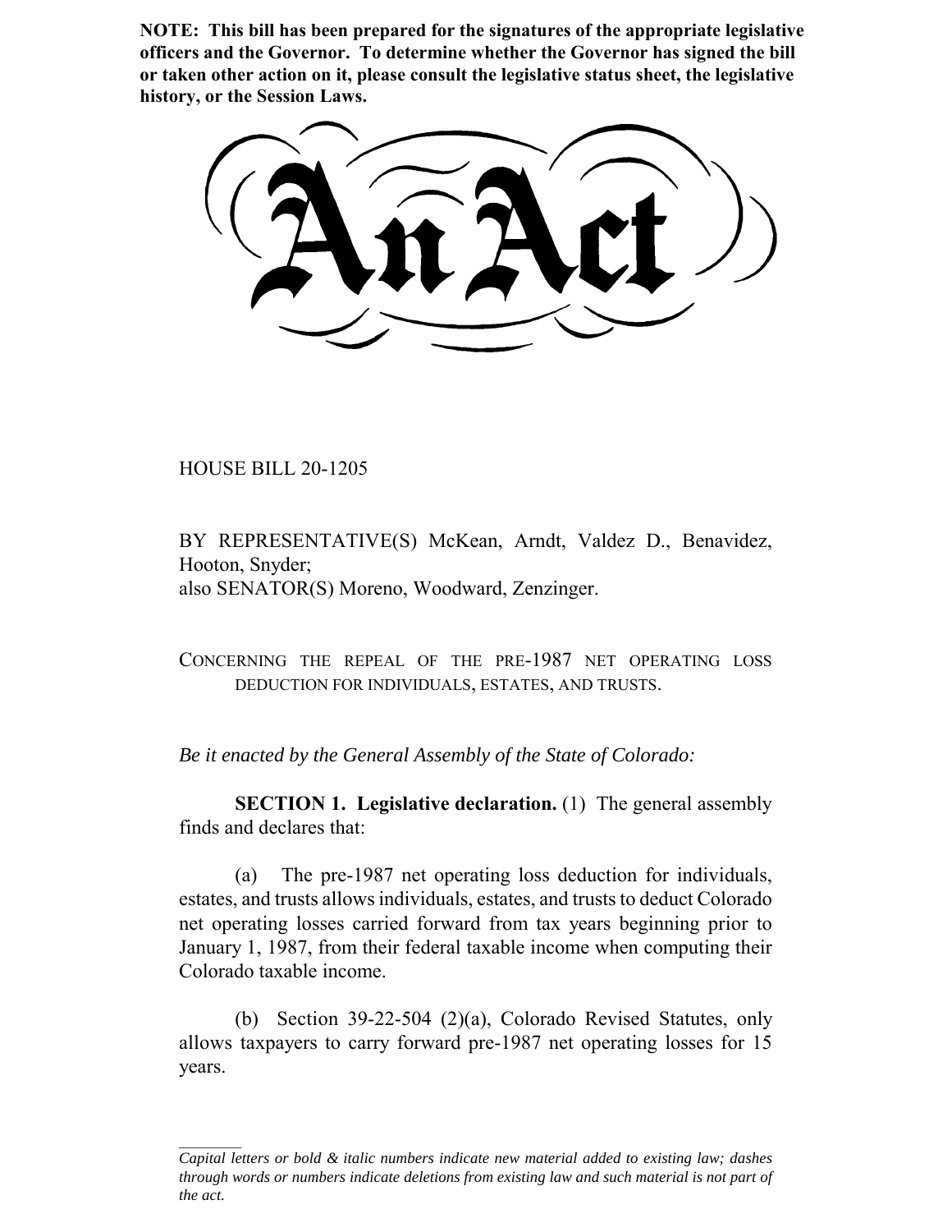**NOTE: This bill has been prepared for the signatures of the appropriate legislative officers and the Governor. To determine whether the Governor has signed the bill or taken other action on it, please consult the legislative status sheet, the legislative history, or the Session Laws.**

# An Act

HOUSE BILL 20-1205

BY REPRESENTATIVE(S) McKean, Arndt, Valdez D., Benavidez, Hooton, Snyder;
also SENATOR(S) Moreno, Woodward, Zenzinger.

CONCERNING THE REPEAL OF THE PRE-1987 NET OPERATING LOSS DEDUCTION FOR INDIVIDUALS, ESTATES, AND TRUSTS.

*Be it enacted by the General Assembly of the State of Colorado:*

**SECTION 1. Legislative declaration.** (1) The general assembly finds and declares that:

(a) The pre-1987 net operating loss deduction for individuals, estates, and trusts allows individuals, estates, and trusts to deduct Colorado net operating losses carried forward from tax years beginning prior to January 1, 1987, from their federal taxable income when computing their Colorado taxable income.

(b) Section 39-22-504 (2)(a), Colorado Revised Statutes, only allows taxpayers to carry forward pre-1987 net operating losses for 15 years.

*Capital letters or bold & italic numbers indicate new material added to existing law; dashes through words or numbers indicate deletions from existing law and such material is not part of the act.*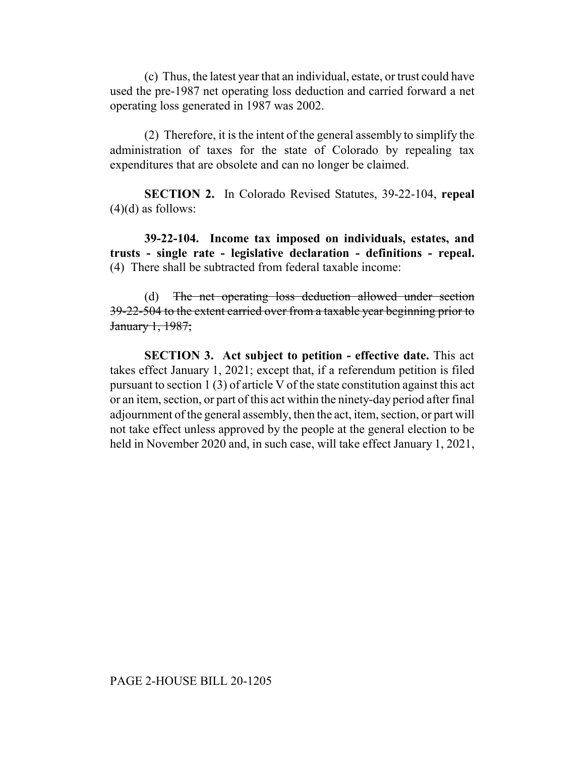(c) Thus, the latest year that an individual, estate, or trust could have used the pre-1987 net operating loss deduction and carried forward a net operating loss generated in 1987 was 2002.

(2) Therefore, it is the intent of the general assembly to simplify the administration of taxes for the state of Colorado by repealing tax expenditures that are obsolete and can no longer be claimed.

**SECTION 2.** In Colorado Revised Statutes, 39-22-104, **repeal** (4)(d) as follows:

**39-22-104. Income tax imposed on individuals, estates, and trusts - single rate - legislative declaration - definitions - repeal.** (4) There shall be subtracted from federal taxable income:

(d) ~~The net operating loss deduction allowed under section 39-22-504 to the extent carried over from a taxable year beginning prior to January 1, 1987;~~

**SECTION 3. Act subject to petition - effective date.** This act takes effect January 1, 2021; except that, if a referendum petition is filed pursuant to section 1 (3) of article V of the state constitution against this act or an item, section, or part of this act within the ninety-day period after final adjournment of the general assembly, then the act, item, section, or part will not take effect unless approved by the people at the general election to be held in November 2020 and, in such case, will take effect January 1, 2021,

PAGE 2-HOUSE BILL 20-1205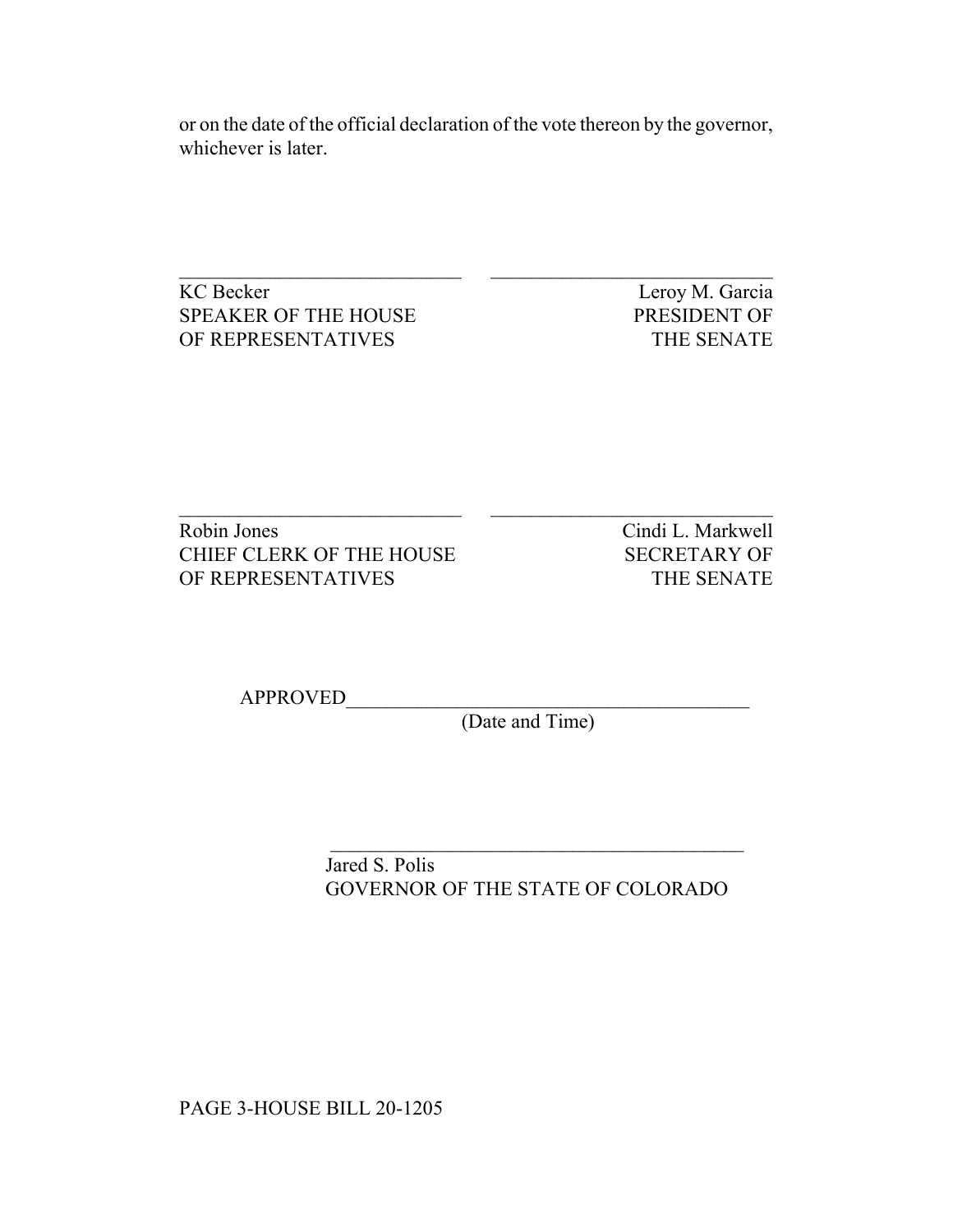or on the date of the official declaration of the vote thereon by the governor, whichever is later.

____________________________ ____________________________
KC Becker
SPEAKER OF THE HOUSE
OF REPRESENTATIVES

Leroy M. Garcia
PRESIDENT OF
THE SENATE

____________________________ ____________________________
Robin Jones
CHIEF CLERK OF THE HOUSE
OF REPRESENTATIVES

Cindi L. Markwell
SECRETARY OF
THE SENATE

APPROVED________________________________________
(Date and Time)

_________________________________________
Jared S. Polis
GOVERNOR OF THE STATE OF COLORADO

PAGE 3-HOUSE BILL 20-1205